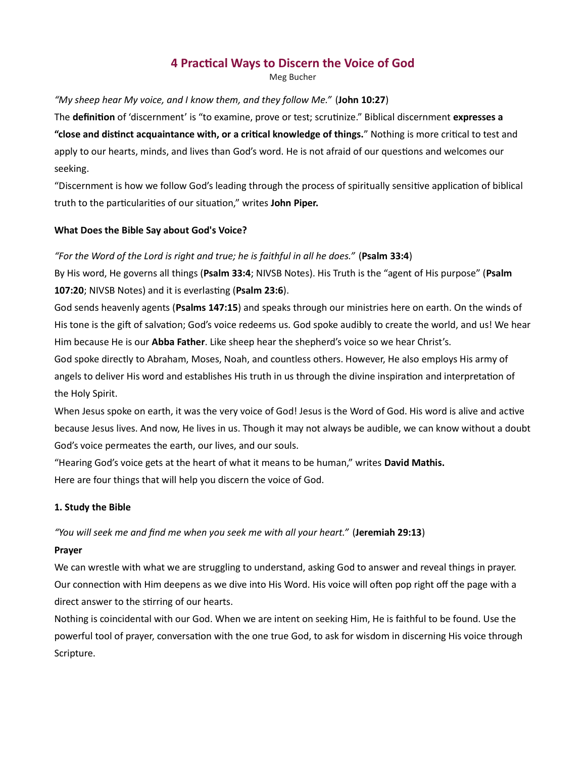# 4 Practical Ways to Discern the Voice of God

Meg Bucher

*"My sheep hear My voice, and I know them, and they follow Me."* (**John 10:27**)

The **definition** of 'discernment' is "to examine, prove or test; scrutinize." Biblical discernment **expresses a "close and distinct acquaintance with, or a critical knowledge of things.**" Nothing is more critical to test and apply to our hearts, minds, and lives than God's word. He is not afraid of our questions and welcomes our seeking.

"Discernment is how we follow God's leading through the process of spiritually sensitive application of biblical truth to the particularities of our situation," writes **John Piper.**

### What Does the Bible Say about God's Voice?

*"For the Word of the Lord is right and true; he is faithful in all he does."* (**Psalm 33:4**)

By His word, He governs all things (**Psalm 33:4**; NIVSB Notes). His Truth is the "agent of His purpose" (**Psalm 107:20**; NIVSB Notes) and it is everlasting (**Psalm 23:6**).

God sends heavenly agents (**Psalms 147:15**) and speaks through our ministries here on earth. On the winds of His tone is the gift of salvation; God's voice redeems us. God spoke audibly to create the world, and us! We hear Him because He is our **Abba Father**. Like sheep hear the shepherd's voice so we hear Christ's.

God spoke directly to Abraham, Moses, Noah, and countless others. However, He also employs His army of angels to deliver His word and establishes His truth in us through the divine inspiration and interpretation of the Holy Spirit.

When Jesus spoke on earth, it was the very voice of God! Jesus is the Word of God. His word is alive and active because Jesus lives. And now, He lives in us. Though it may not always be audible, we can know without a doubt God's voice permeates the earth, our lives, and our souls.

"Hearing God's voice gets at the heart of what it means to be human," writes **David Mathis.**

Here are four things that will help you discern the voice of God.

### 1. Study the Bible

*"You will seek me and find me when you seek me with all your heart."* (**Jeremiah 29:13**)

**Prayer**

We can wrestle with what we are struggling to understand, asking God to answer and reveal things in prayer. Our connection with Him deepens as we dive into His Word. His voice will often pop right off the page with a direct answer to the stirring of our hearts.

Nothing is coincidental with our God. When we are intent on seeking Him, He is faithful to be found. Use the powerful tool of prayer, conversation with the one true God, to ask for wisdom in discerning His voice through Scripture.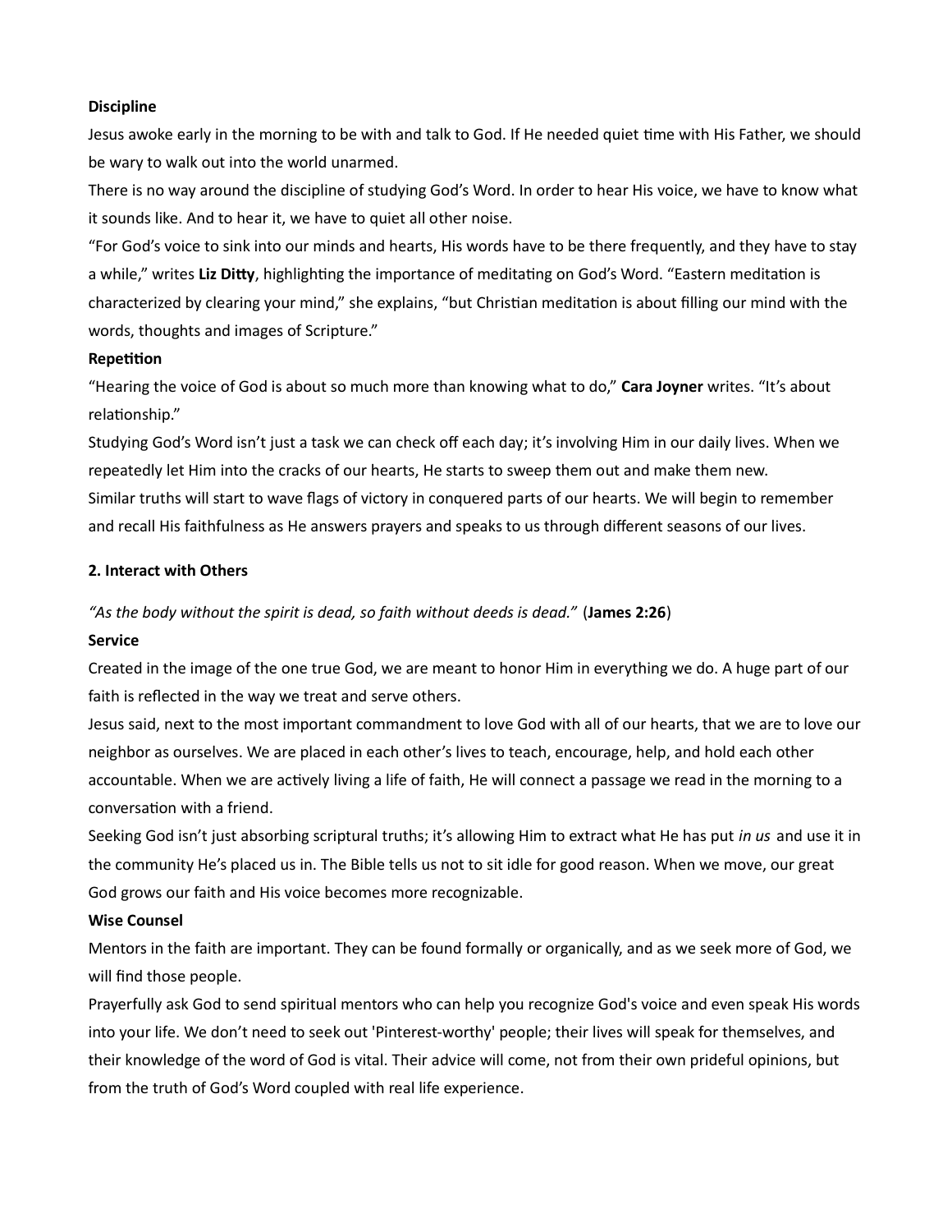**Discipline**

Jesus awoke early in the morning to be with and talk to God. If He needed quiet time with His Father, we should be wary to walk out into the world unarmed.

There is no way around the discipline of studying God's Word. In order to hear His voice, we have to know what it sounds like. And to hear it, we have to quiet all other noise.

"For God's voice to sink into our minds and hearts, His words have to be there frequently, and they have to stay a while," writes **Liz Ditty**, highlighting the importance of meditating on God's Word. "Eastern meditation is characterized by clearing your mind," she explains, "but Christian meditation is about filling our mind with the words, thoughts and images of Scripture."

**Repetition**

"Hearing the voice of God is about so much more than knowing what to do," **Cara Joyner** writes. "It's about relationship."

Studying God's Word isn't just a task we can check off each day; it's involving Him in our daily lives. When we repeatedly let Him into the cracks of our hearts, He starts to sweep them out and make them new.

Similar truths will start to wave flags of victory in conquered parts of our hearts. We will begin to remember and recall His faithfulness as He answers prayers and speaks to us through different seasons of our lives.

**2. Interact with Others**

*"As the body without the spirit is dead, so faith without deeds is dead."* (**James 2:26**)

**Service**

Created in the image of the one true God, we are meant to honor Him in everything we do. A huge part of our faith is reflected in the way we treat and serve others.

Jesus said, next to the most important commandment to love God with all of our hearts, that we are to love our neighbor as ourselves. We are placed in each other's lives to teach, encourage, help, and hold each other accountable. When we are actively living a life of faith, He will connect a passage we read in the morning to a conversation with a friend.

Seeking God isn't just absorbing scriptural truths; it's allowing Him to extract what He has put *in us* and use it in the community He's placed us in. The Bible tells us not to sit idle for good reason. When we move, our great God grows our faith and His voice becomes more recognizable.

**Wise Counsel**

Mentors in the faith are important. They can be found formally or organically, and as we seek more of God, we will find those people.

Prayerfully ask God to send spiritual mentors who can help you recognize God's voice and even speak His words into your life. We don't need to seek out 'Pinterest-worthy' people; their lives will speak for themselves, and their knowledge of the word of God is vital. Their advice will come, not from their own prideful opinions, but from the truth of God's Word coupled with real life experience.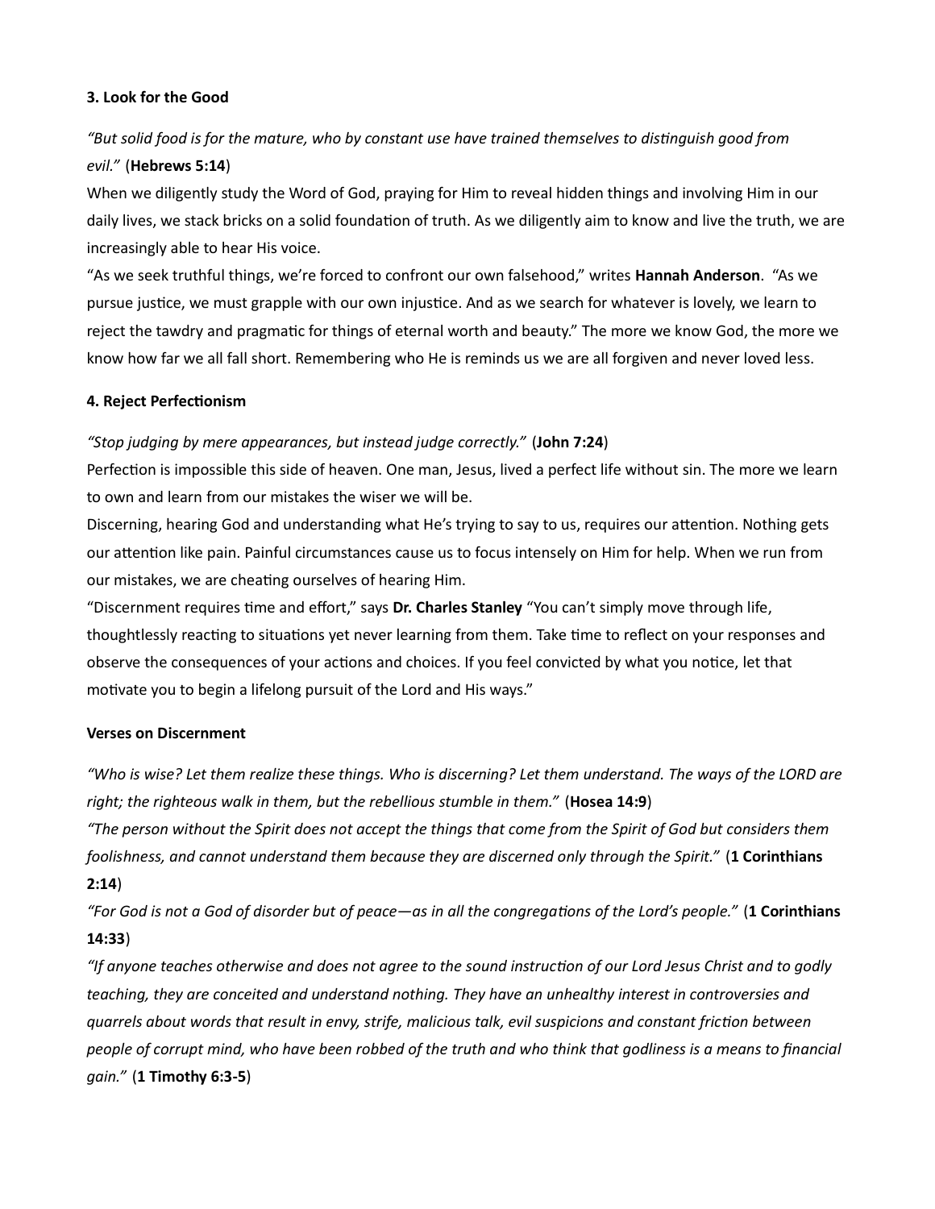### 3. Look for the Good

*"But solid food is for the mature, who by constant use have trained themselves to distinguish good from evil."* (**Hebrews 5:14**)

When we diligently study the Word of God, praying for Him to reveal hidden things and involving Him in our daily lives, we stack bricks on a solid foundation of truth. As we diligently aim to know and live the truth, we are increasingly able to hear His voice.

"As we seek truthful things, we're forced to confront our own falsehood," writes **Hannah Anderson**. "As we pursue justice, we must grapple with our own injustice. And as we search for whatever is lovely, we learn to reject the tawdry and pragmatic for things of eternal worth and beauty." The more we know God, the more we know how far we all fall short. Remembering who He is reminds us we are all forgiven and never loved less.

### 4. Reject Perfectionism

*"Stop judging by mere appearances, but instead judge correctly."* (**John 7:24**)

Perfection is impossible this side of heaven. One man, Jesus, lived a perfect life without sin. The more we learn to own and learn from our mistakes the wiser we will be.

Discerning, hearing God and understanding what He's trying to say to us, requires our attention. Nothing gets our attention like pain. Painful circumstances cause us to focus intensely on Him for help. When we run from our mistakes, we are cheating ourselves of hearing Him.

"Discernment requires time and effort," says **Dr. Charles Stanley** "You can't simply move through life, thoughtlessly reacting to situations yet never learning from them. Take time to reflect on your responses and observe the consequences of your actions and choices. If you feel convicted by what you notice, let that motivate you to begin a lifelong pursuit of the Lord and His ways."

### Verses on Discernment

*"Who is wise? Let them realize these things. Who is discerning? Let them understand. The ways of the LORD are right; the righteous walk in them, but the rebellious stumble in them."* (**Hosea 14:9**)

*"The person without the Spirit does not accept the things that come from the Spirit of God but considers them foolishness, and cannot understand them because they are discerned only through the Spirit."* (**1 Corinthians 2:14**)

*"For God is not a God of disorder but of peace—as in all the congregations of the Lord's people."* (**1 Corinthians 14:33**)

*"If anyone teaches otherwise and does not agree to the sound instruction of our Lord Jesus Christ and to godly teaching, they are conceited and understand nothing. They have an unhealthy interest in controversies and quarrels about words that result in envy, strife, malicious talk, evil suspicions and constant friction between people of corrupt mind, who have been robbed of the truth and who think that godliness is a means to financial gain."* (**1 Timothy 6:3-5**)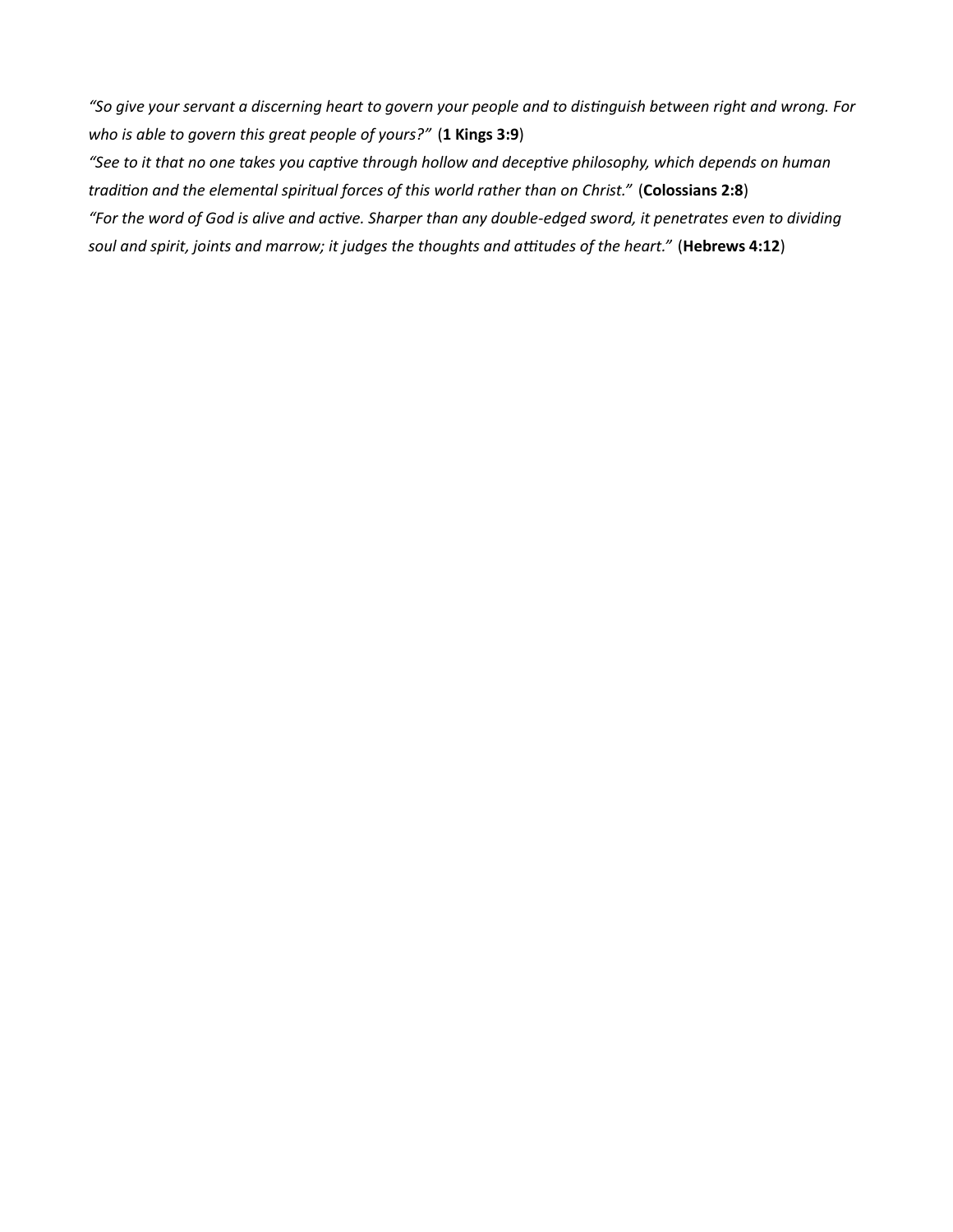*“So give your servant a discerning heart to govern your people and to distinguish between right and wrong. For who is able to govern this great people of yours?”* (**1 Kings 3:9**)

*“See to it that no one takes you captive through hollow and deceptive philosophy, which depends on human tradition and the elemental spiritual forces of this world rather than on Christ.”* (**Colossians 2:8**)

*“For the word of God is alive and active. Sharper than any double-edged sword, it penetrates even to dividing soul and spirit, joints and marrow; it judges the thoughts and attitudes of the heart.”* (**Hebrews 4:12**)